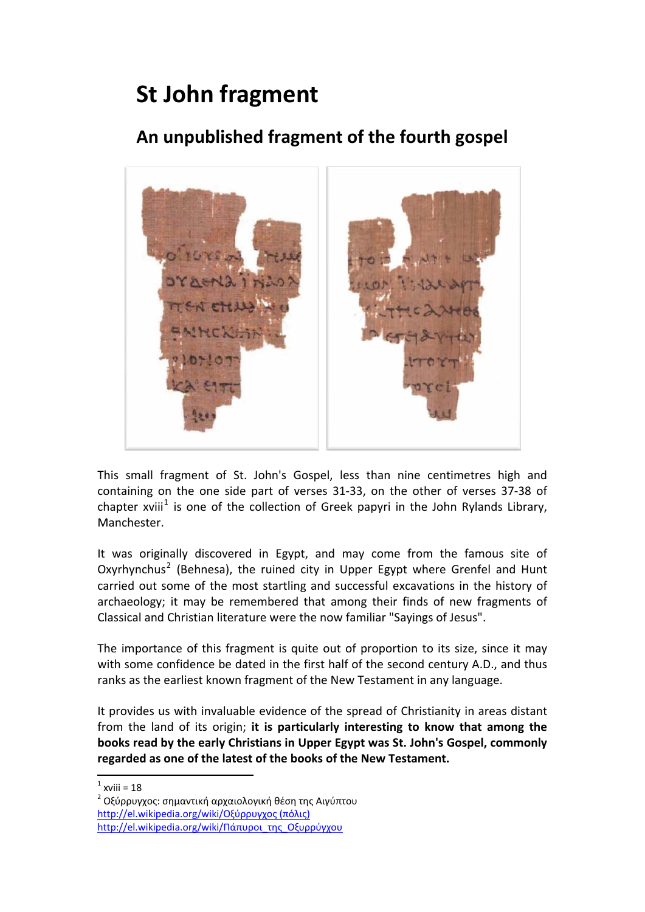# St John fragment

## An unpublished fragment of the fourth gospel

This small fragment of St. John's Gospel, less than nine centimetres high and containing on the one side part of verses 31-33, on the other of verses 37-38 of chapter xviii[1] is one of the collection of Greek papyri in the John Rylands Library, Manchester.

It was originally discovered in Egypt, and may come from the famous site of Oxyrhynchus[2] (Behnesa), the ruined city in Upper Egypt where Grenfel and Hunt carried out some of the most startling and successful excavations in the history of archaeology; it may be remembered that among their finds of new fragments of Classical and Christian literature were the now familiar "Sayings of Jesus".

The importance of this fragment is quite out of proportion to its size, since it may with some confidence be dated in the first half of the second century A.D., and thus ranks as the earliest known fragment of the New Testament in any language.

It provides us with invaluable evidence of the spread of Christianity in areas distant from the land of its origin; **it is particularly interesting to know that among the books read by the early Christians in Upper Egypt was St. John's Gospel, commonly regarded as one of the latest of the books of the New Testament.**

---

[1] xviii = 18

[2] Οξύρρυγχος: σημαντική αρχαιολογική θέση της Αιγύπτου
http://el.wikipedia.org/wiki/Οξύρρυγχος (πόλις)
http://el.wikipedia.org/wiki/Πάπυροι_της_Οξυρρύγχου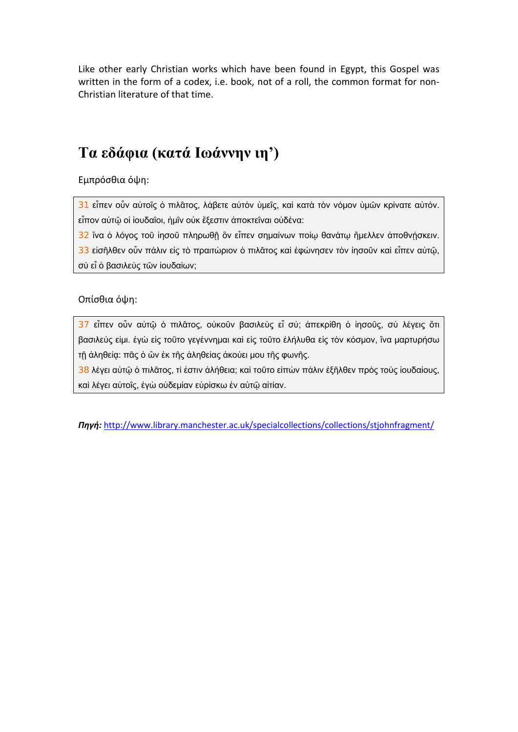Like other early Christian works which have been found in Egypt, this Gospel was written in the form of a codex, i.e. book, not of a roll, the common format for non-Christian literature of that time.

# Τα εδάφια (κατά Ιωάννην ιη’)

Εμπρόσθια όψη:

31 εἶπεν οὖν αὐτοῖς ὁ πιλᾶτος, λάβετε αὐτὸν ὑμεῖς, καὶ κατὰ τὸν νόμον ὑμῶν κρίνατε αὐτόν. εἶπον αὐτῷ οἱ ἰουδαῖοι, ἡμῖν οὐκ ἔξεστιν ἀποκτεῖναι οὐδένα:
32 ἵνα ὁ λόγος τοῦ ἰησοῦ πληρωθῇ ὃν εἶπεν σημαίνων ποίῳ θανάτῳ ἤμελλεν ἀποθνῄσκειν.
33 εἰσῆλθεν οὖν πάλιν εἰς τὸ πραιτώριον ὁ πιλᾶτος καὶ ἐφώνησεν τὸν ἰησοῦν καὶ εἶπεν αὐτῷ, σὺ εἶ ὁ βασιλεὺς τῶν ἰουδαίων;

Οπίσθια όψη:

37 εἶπεν οὖν αὐτῷ ὁ πιλᾶτος, οὐκοῦν βασιλεὺς εἶ σύ; ἀπεκρίθη ὁ ἰησοῦς, σὺ λέγεις ὅτι βασιλεύς εἰμι. ἐγὼ εἰς τοῦτο γεγέννημαι καὶ εἰς τοῦτο ἐλήλυθα εἰς τὸν κόσμον, ἵνα μαρτυρήσω τῇ ἀληθείᾳ: πᾶς ὁ ὢν ἐκ τῆς ἀληθείας ἀκούει μου τῆς φωνῆς.
38 λέγει αὐτῷ ὁ πιλᾶτος, τί ἐστιν ἀλήθεια; καὶ τοῦτο εἰπὼν πάλιν ἐξῆλθεν πρὸς τοὺς ἰουδαίους, καὶ λέγει αὐτοῖς, ἐγὼ οὐδεμίαν εὑρίσκω ἐν αὐτῷ αἰτίαν.

***Πηγή:*** http://www.library.manchester.ac.uk/specialcollections/collections/stjohnfragment/